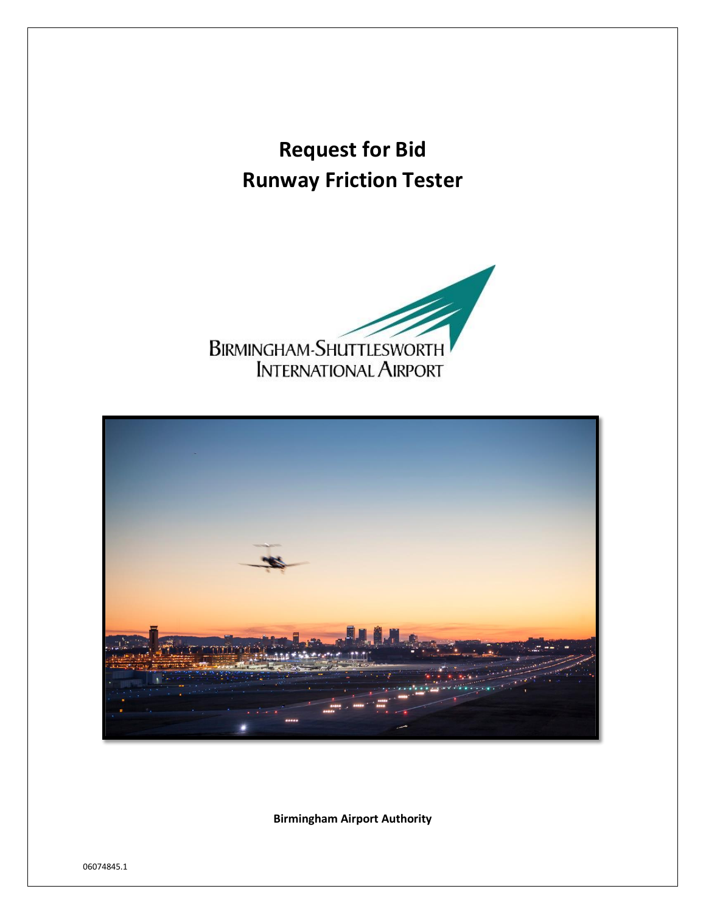# Request for Bid
# Runway Friction Tester

BIRMINGHAM-SHUTTLESWORTH INTERNATIONAL AIRPORT

**Birmingham Airport Authority**

06074845.1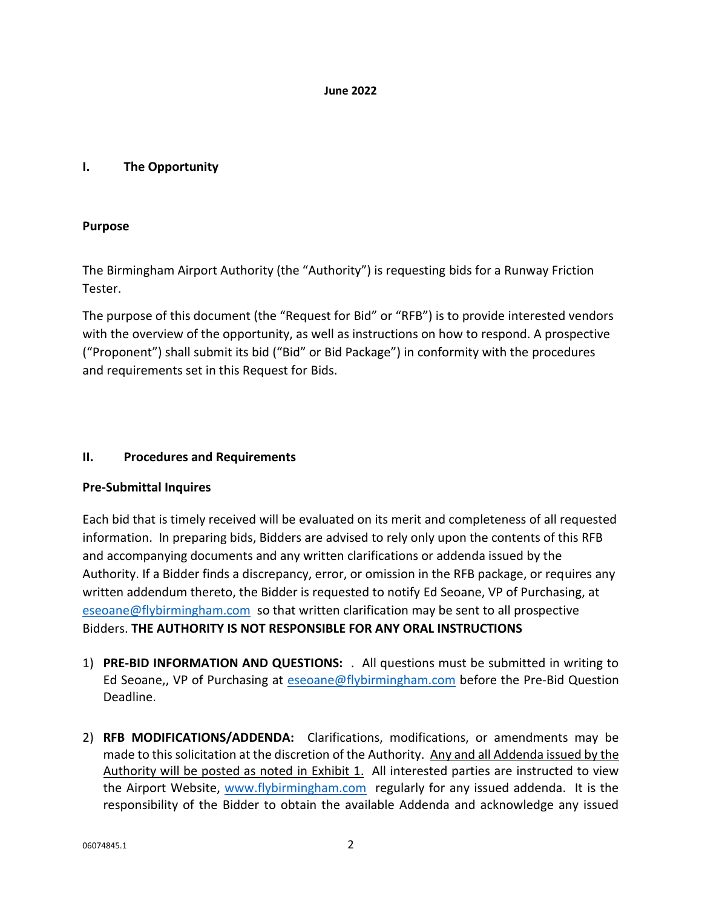**June 2022**

## I. The Opportunity

**Purpose**

The Birmingham Airport Authority (the "Authority") is requesting bids for a Runway Friction Tester.

The purpose of this document (the "Request for Bid" or "RFB") is to provide interested vendors with the overview of the opportunity, as well as instructions on how to respond. A prospective ("Proponent") shall submit its bid ("Bid" or Bid Package") in conformity with the procedures and requirements set in this Request for Bids.

## II. Procedures and Requirements

**Pre-Submittal Inquires**

Each bid that is timely received will be evaluated on its merit and completeness of all requested information. In preparing bids, Bidders are advised to rely only upon the contents of this RFB and accompanying documents and any written clarifications or addenda issued by the Authority. If a Bidder finds a discrepancy, error, or omission in the RFB package, or requires any written addendum thereto, the Bidder is requested to notify Ed Seoane, VP of Purchasing, at eseoane@flybirmingham.com so that written clarification may be sent to all prospective Bidders. **THE AUTHORITY IS NOT RESPONSIBLE FOR ANY ORAL INSTRUCTIONS**

1) **PRE-BID INFORMATION AND QUESTIONS:** . All questions must be submitted in writing to Ed Seoane,, VP of Purchasing at eseoane@flybirmingham.com before the Pre-Bid Question Deadline.

2) **RFB MODIFICATIONS/ADDENDA:** Clarifications, modifications, or amendments may be made to this solicitation at the discretion of the Authority. Any and all Addenda issued by the Authority will be posted as noted in Exhibit 1. All interested parties are instructed to view the Airport Website, www.flybirmingham.com regularly for any issued addenda. It is the responsibility of the Bidder to obtain the available Addenda and acknowledge any issued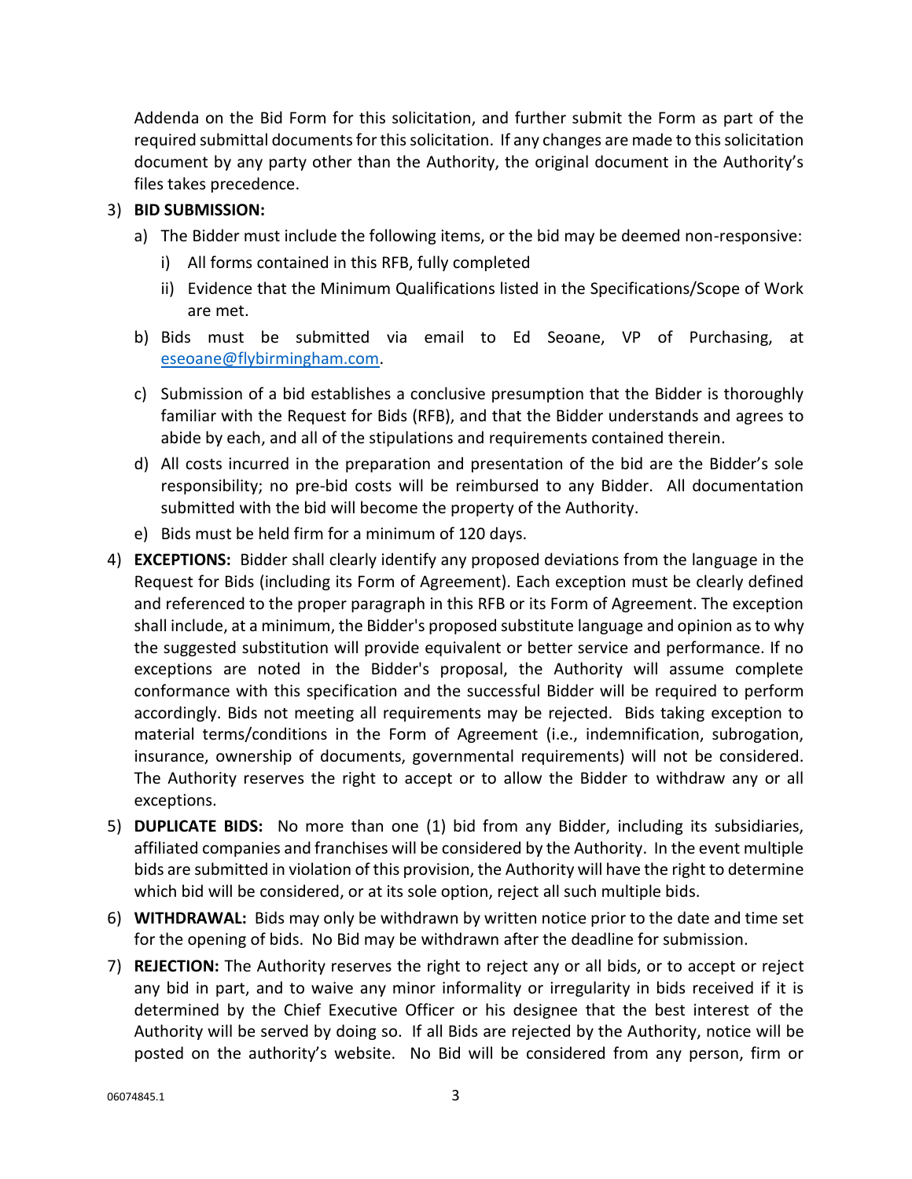Addenda on the Bid Form for this solicitation, and further submit the Form as part of the required submittal documents for this solicitation. If any changes are made to this solicitation document by any party other than the Authority, the original document in the Authority's files takes precedence.

3) **BID SUBMISSION:**
   a) The Bidder must include the following items, or the bid may be deemed non-responsive:
      i) All forms contained in this RFB, fully completed
      ii) Evidence that the Minimum Qualifications listed in the Specifications/Scope of Work are met.
   b) Bids must be submitted via email to Ed Seoane, VP of Purchasing, at eseoane@flybirmingham.com.
   c) Submission of a bid establishes a conclusive presumption that the Bidder is thoroughly familiar with the Request for Bids (RFB), and that the Bidder understands and agrees to abide by each, and all of the stipulations and requirements contained therein.
   d) All costs incurred in the preparation and presentation of the bid are the Bidder's sole responsibility; no pre-bid costs will be reimbursed to any Bidder. All documentation submitted with the bid will become the property of the Authority.
   e) Bids must be held firm for a minimum of 120 days.
4) **EXCEPTIONS:** Bidder shall clearly identify any proposed deviations from the language in the Request for Bids (including its Form of Agreement). Each exception must be clearly defined and referenced to the proper paragraph in this RFB or its Form of Agreement. The exception shall include, at a minimum, the Bidder's proposed substitute language and opinion as to why the suggested substitution will provide equivalent or better service and performance. If no exceptions are noted in the Bidder's proposal, the Authority will assume complete conformance with this specification and the successful Bidder will be required to perform accordingly. Bids not meeting all requirements may be rejected. Bids taking exception to material terms/conditions in the Form of Agreement (i.e., indemnification, subrogation, insurance, ownership of documents, governmental requirements) will not be considered. The Authority reserves the right to accept or to allow the Bidder to withdraw any or all exceptions.
5) **DUPLICATE BIDS:** No more than one (1) bid from any Bidder, including its subsidiaries, affiliated companies and franchises will be considered by the Authority. In the event multiple bids are submitted in violation of this provision, the Authority will have the right to determine which bid will be considered, or at its sole option, reject all such multiple bids.
6) **WITHDRAWAL:** Bids may only be withdrawn by written notice prior to the date and time set for the opening of bids. No Bid may be withdrawn after the deadline for submission.
7) **REJECTION:** The Authority reserves the right to reject any or all bids, or to accept or reject any bid in part, and to waive any minor informality or irregularity in bids received if it is determined by the Chief Executive Officer or his designee that the best interest of the Authority will be served by doing so. If all Bids are rejected by the Authority, notice will be posted on the authority's website. No Bid will be considered from any person, firm or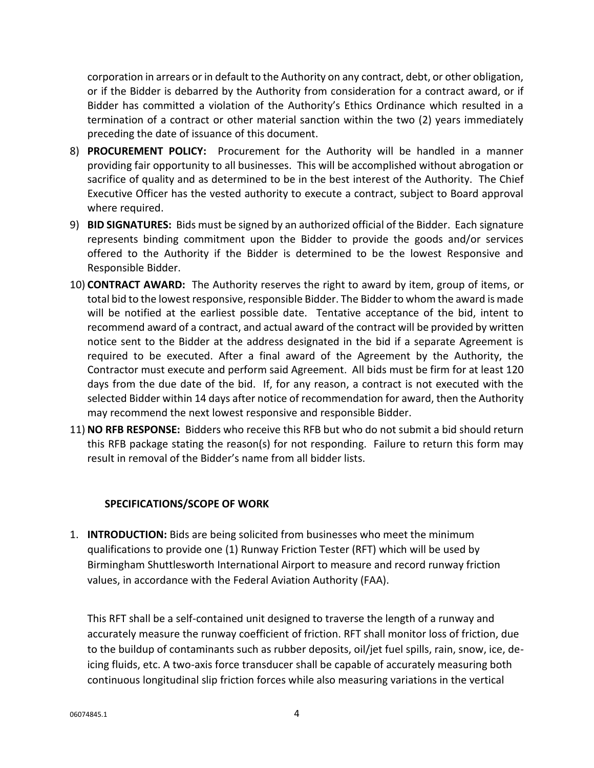corporation in arrears or in default to the Authority on any contract, debt, or other obligation, or if the Bidder is debarred by the Authority from consideration for a contract award, or if Bidder has committed a violation of the Authority's Ethics Ordinance which resulted in a termination of a contract or other material sanction within the two (2) years immediately preceding the date of issuance of this document.

8) **PROCUREMENT POLICY:** Procurement for the Authority will be handled in a manner providing fair opportunity to all businesses. This will be accomplished without abrogation or sacrifice of quality and as determined to be in the best interest of the Authority. The Chief Executive Officer has the vested authority to execute a contract, subject to Board approval where required.
9) **BID SIGNATURES:** Bids must be signed by an authorized official of the Bidder. Each signature represents binding commitment upon the Bidder to provide the goods and/or services offered to the Authority if the Bidder is determined to be the lowest Responsive and Responsible Bidder.
10) **CONTRACT AWARD:** The Authority reserves the right to award by item, group of items, or total bid to the lowest responsive, responsible Bidder. The Bidder to whom the award is made will be notified at the earliest possible date. Tentative acceptance of the bid, intent to recommend award of a contract, and actual award of the contract will be provided by written notice sent to the Bidder at the address designated in the bid if a separate Agreement is required to be executed. After a final award of the Agreement by the Authority, the Contractor must execute and perform said Agreement. All bids must be firm for at least 120 days from the due date of the bid. If, for any reason, a contract is not executed with the selected Bidder within 14 days after notice of recommendation for award, then the Authority may recommend the next lowest responsive and responsible Bidder.
11) **NO RFB RESPONSE:** Bidders who receive this RFB but who do not submit a bid should return this RFB package stating the reason(s) for not responding. Failure to return this form may result in removal of the Bidder's name from all bidder lists.

## SPECIFICATIONS/SCOPE OF WORK

1. **INTRODUCTION:** Bids are being solicited from businesses who meet the minimum qualifications to provide one (1) Runway Friction Tester (RFT) which will be used by Birmingham Shuttlesworth International Airport to measure and record runway friction values, in accordance with the Federal Aviation Authority (FAA).

   This RFT shall be a self-contained unit designed to traverse the length of a runway and accurately measure the runway coefficient of friction. RFT shall monitor loss of friction, due to the buildup of contaminants such as rubber deposits, oil/jet fuel spills, rain, snow, ice, de-icing fluids, etc. A two-axis force transducer shall be capable of accurately measuring both continuous longitudinal slip friction forces while also measuring variations in the vertical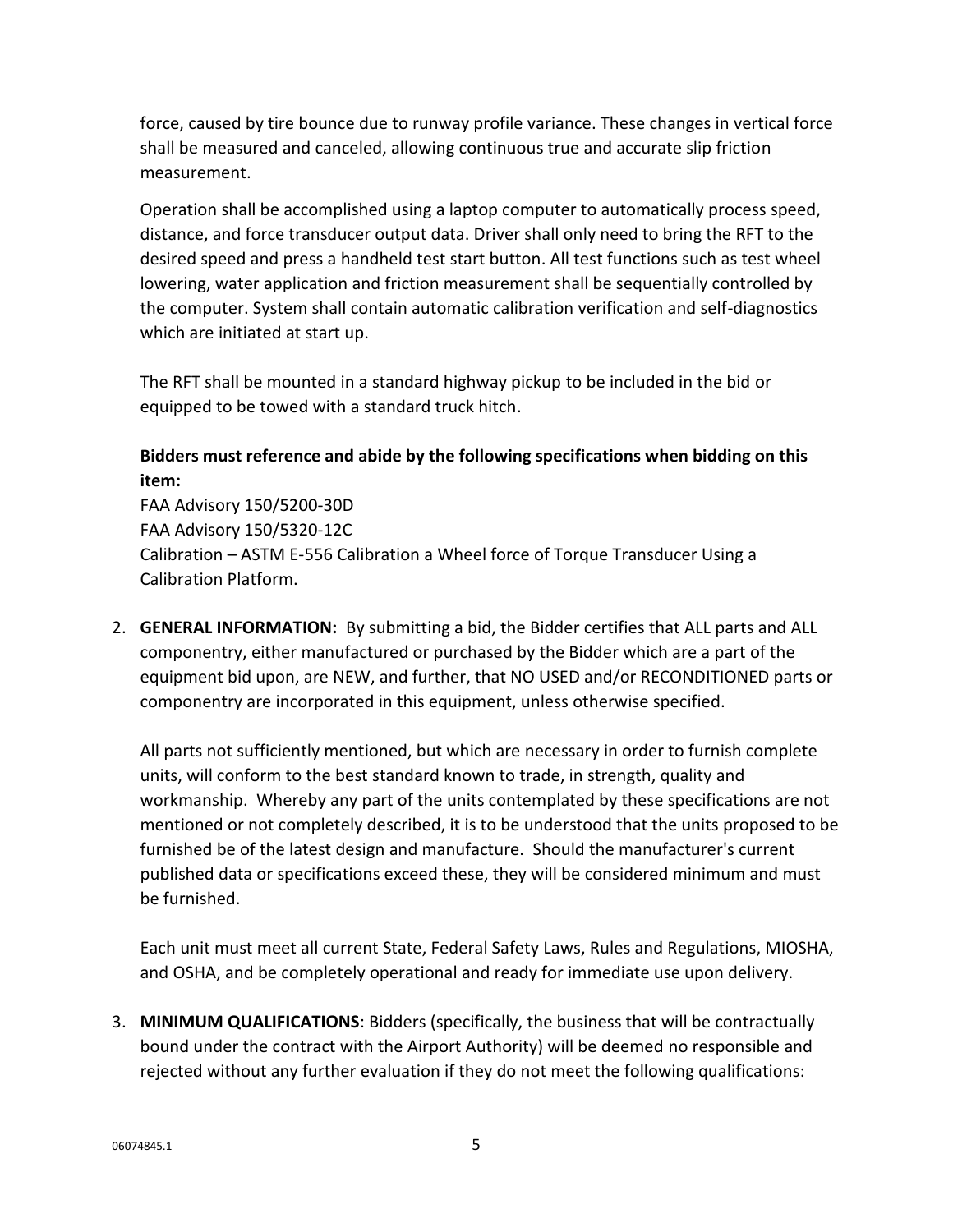force, caused by tire bounce due to runway profile variance. These changes in vertical force shall be measured and canceled, allowing continuous true and accurate slip friction measurement.

Operation shall be accomplished using a laptop computer to automatically process speed, distance, and force transducer output data. Driver shall only need to bring the RFT to the desired speed and press a handheld test start button. All test functions such as test wheel lowering, water application and friction measurement shall be sequentially controlled by the computer. System shall contain automatic calibration verification and self-diagnostics which are initiated at start up.

The RFT shall be mounted in a standard highway pickup to be included in the bid or equipped to be towed with a standard truck hitch.

**Bidders must reference and abide by the following specifications when bidding on this item:**
FAA Advisory 150/5200-30D
FAA Advisory 150/5320-12C
Calibration – ASTM E-556 Calibration a Wheel force of Torque Transducer Using a Calibration Platform.

2. **GENERAL INFORMATION:** By submitting a bid, the Bidder certifies that ALL parts and ALL componentry, either manufactured or purchased by the Bidder which are a part of the equipment bid upon, are NEW, and further, that NO USED and/or RECONDITIONED parts or componentry are incorporated in this equipment, unless otherwise specified.

   All parts not sufficiently mentioned, but which are necessary in order to furnish complete units, will conform to the best standard known to trade, in strength, quality and workmanship. Whereby any part of the units contemplated by these specifications are not mentioned or not completely described, it is to be understood that the units proposed to be furnished be of the latest design and manufacture. Should the manufacturer's current published data or specifications exceed these, they will be considered minimum and must be furnished.

   Each unit must meet all current State, Federal Safety Laws, Rules and Regulations, MIOSHA, and OSHA, and be completely operational and ready for immediate use upon delivery.

3. **MINIMUM QUALIFICATIONS**: Bidders (specifically, the business that will be contractually bound under the contract with the Airport Authority) will be deemed no responsible and rejected without any further evaluation if they do not meet the following qualifications: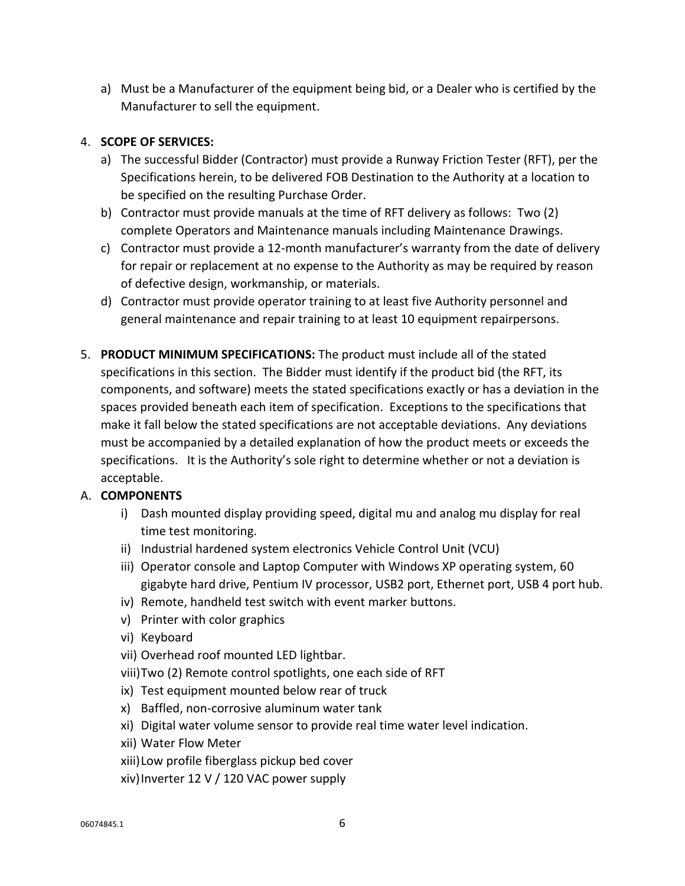a) Must be a Manufacturer of the equipment being bid, or a Dealer who is certified by the Manufacturer to sell the equipment.

4. **SCOPE OF SERVICES:**
   a) The successful Bidder (Contractor) must provide a Runway Friction Tester (RFT), per the Specifications herein, to be delivered FOB Destination to the Authority at a location to be specified on the resulting Purchase Order.
   b) Contractor must provide manuals at the time of RFT delivery as follows: Two (2) complete Operators and Maintenance manuals including Maintenance Drawings.
   c) Contractor must provide a 12-month manufacturer's warranty from the date of delivery for repair or replacement at no expense to the Authority as may be required by reason of defective design, workmanship, or materials.
   d) Contractor must provide operator training to at least five Authority personnel and general maintenance and repair training to at least 10 equipment repairpersons.

5. **PRODUCT MINIMUM SPECIFICATIONS:** The product must include all of the stated specifications in this section. The Bidder must identify if the product bid (the RFT, its components, and software) meets the stated specifications exactly or has a deviation in the spaces provided beneath each item of specification. Exceptions to the specifications that make it fall below the stated specifications are not acceptable deviations. Any deviations must be accompanied by a detailed explanation of how the product meets or exceeds the specifications. It is the Authority's sole right to determine whether or not a deviation is acceptable.

A. **COMPONENTS**

   i) Dash mounted display providing speed, digital mu and analog mu display for real time test monitoring.
   ii) Industrial hardened system electronics Vehicle Control Unit (VCU)
   iii) Operator console and Laptop Computer with Windows XP operating system, 60 gigabyte hard drive, Pentium IV processor, USB2 port, Ethernet port, USB 4 port hub.
   iv) Remote, handheld test switch with event marker buttons.
   v) Printer with color graphics
   vi) Keyboard
   vii) Overhead roof mounted LED lightbar.
   viii) Two (2) Remote control spotlights, one each side of RFT
   ix) Test equipment mounted below rear of truck
   x) Baffled, non-corrosive aluminum water tank
   xi) Digital water volume sensor to provide real time water level indication.
   xii) Water Flow Meter
   xiii) Low profile fiberglass pickup bed cover
   xiv) Inverter 12 V / 120 VAC power supply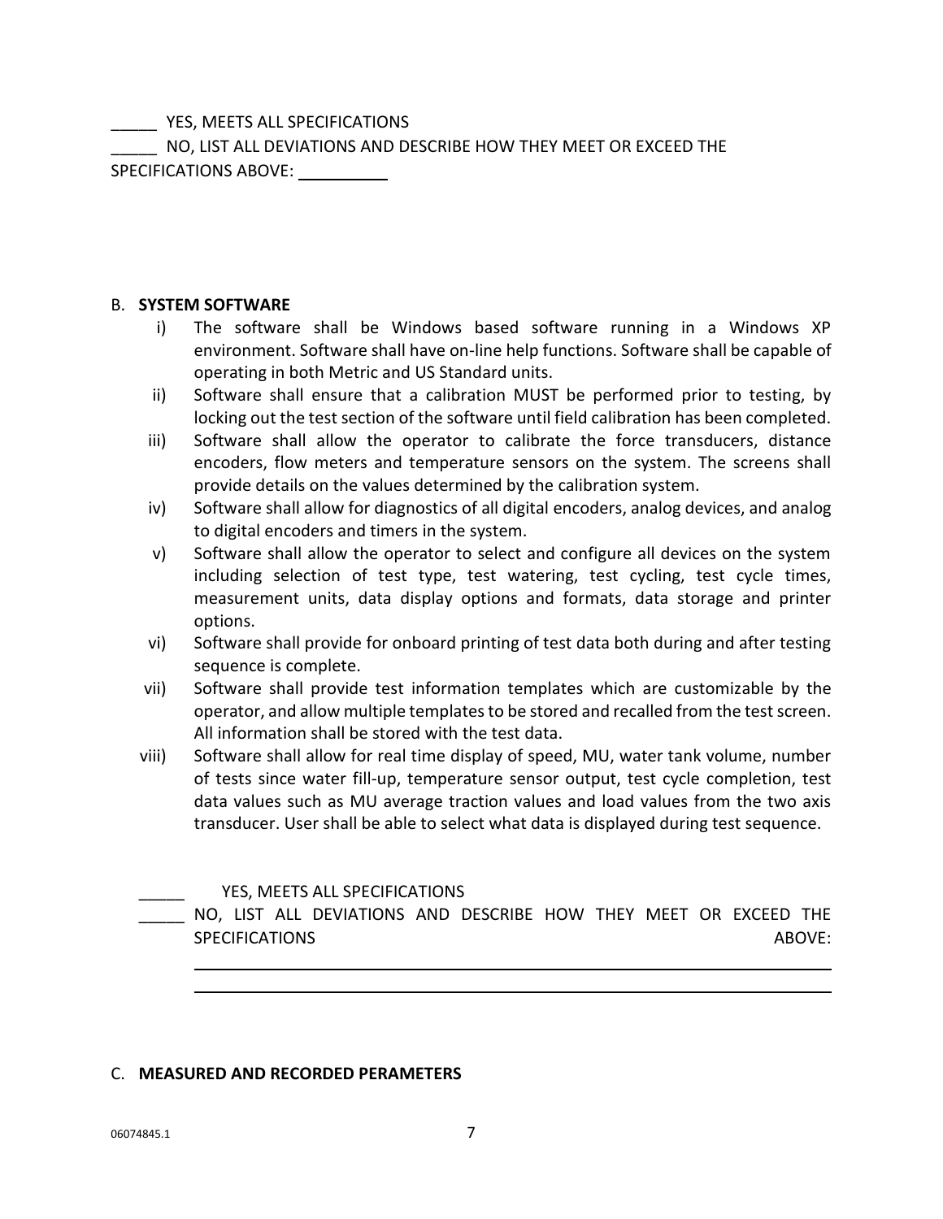_____ YES, MEETS ALL SPECIFICATIONS

_____ NO, LIST ALL DEVIATIONS AND DESCRIBE HOW THEY MEET OR EXCEED THE SPECIFICATIONS ABOVE: __________

B. **SYSTEM SOFTWARE**

i) The software shall be Windows based software running in a Windows XP environment. Software shall have on-line help functions. Software shall be capable of operating in both Metric and US Standard units.

ii) Software shall ensure that a calibration MUST be performed prior to testing, by locking out the test section of the software until field calibration has been completed.

iii) Software shall allow the operator to calibrate the force transducers, distance encoders, flow meters and temperature sensors on the system. The screens shall provide details on the values determined by the calibration system.

iv) Software shall allow for diagnostics of all digital encoders, analog devices, and analog to digital encoders and timers in the system.

v) Software shall allow the operator to select and configure all devices on the system including selection of test type, test watering, test cycling, test cycle times, measurement units, data display options and formats, data storage and printer options.

vi) Software shall provide for onboard printing of test data both during and after testing sequence is complete.

vii) Software shall provide test information templates which are customizable by the operator, and allow multiple templates to be stored and recalled from the test screen. All information shall be stored with the test data.

viii) Software shall allow for real time display of speed, MU, water tank volume, number of tests since water fill-up, temperature sensor output, test cycle completion, test data values such as MU average traction values and load values from the two axis transducer. User shall be able to select what data is displayed during test sequence.

_____ YES, MEETS ALL SPECIFICATIONS

_____ NO, LIST ALL DEVIATIONS AND DESCRIBE HOW THEY MEET OR EXCEED THE SPECIFICATIONS ABOVE:

______________________________________________________________________

______________________________________________________________________

C. **MEASURED AND RECORDED PERAMETERS**

06074845.1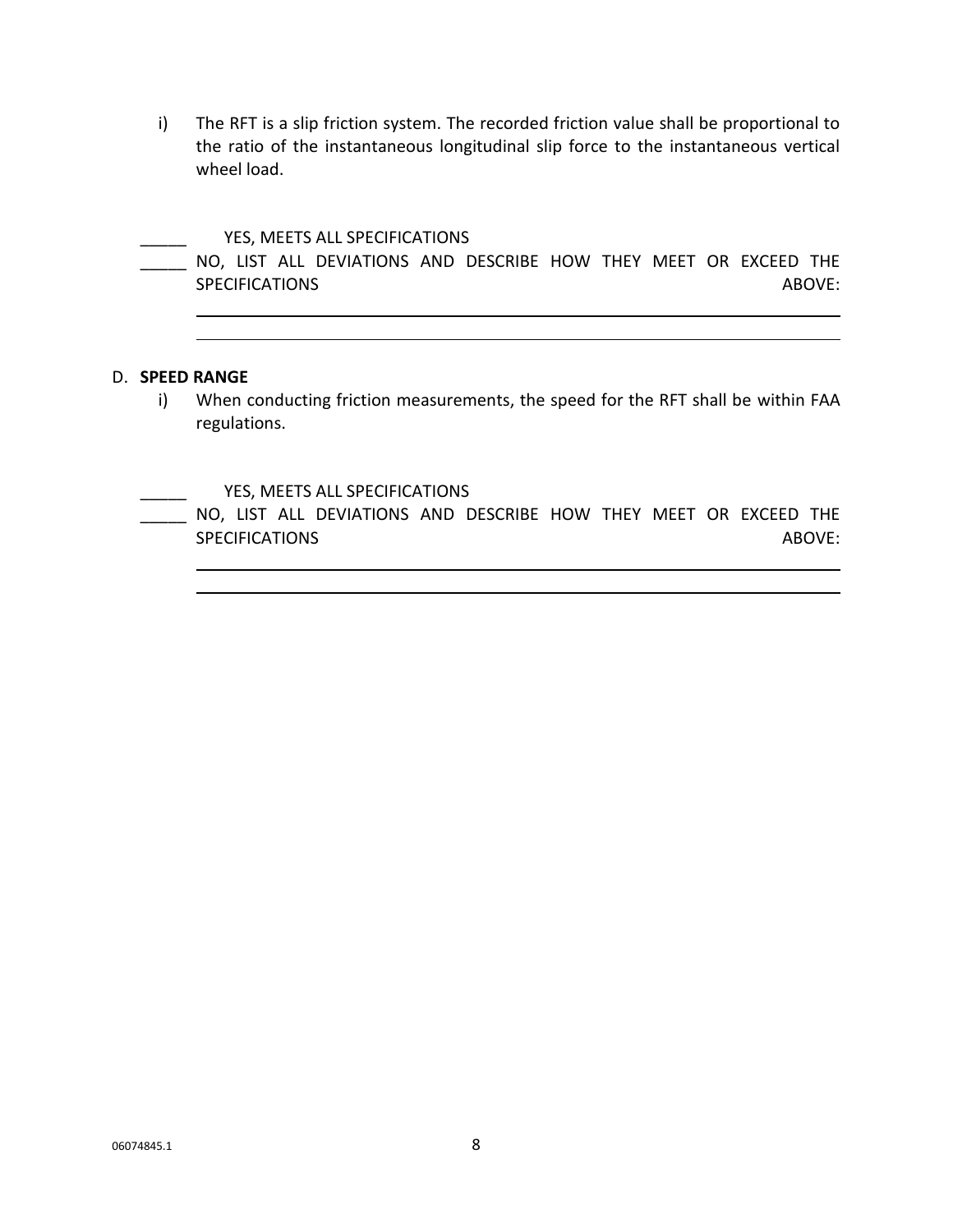i) The RFT is a slip friction system. The recorded friction value shall be proportional to the ratio of the instantaneous longitudinal slip force to the instantaneous vertical wheel load.

_____ YES, MEETS ALL SPECIFICATIONS

_____ NO, LIST ALL DEVIATIONS AND DESCRIBE HOW THEY MEET OR EXCEED THE SPECIFICATIONS ABOVE:

______________________________________________________________________

______________________________________________________________________

D. **SPEED RANGE**

i) When conducting friction measurements, the speed for the RFT shall be within FAA regulations.

_____ YES, MEETS ALL SPECIFICATIONS

_____ NO, LIST ALL DEVIATIONS AND DESCRIBE HOW THEY MEET OR EXCEED THE SPECIFICATIONS ABOVE:

______________________________________________________________________

______________________________________________________________________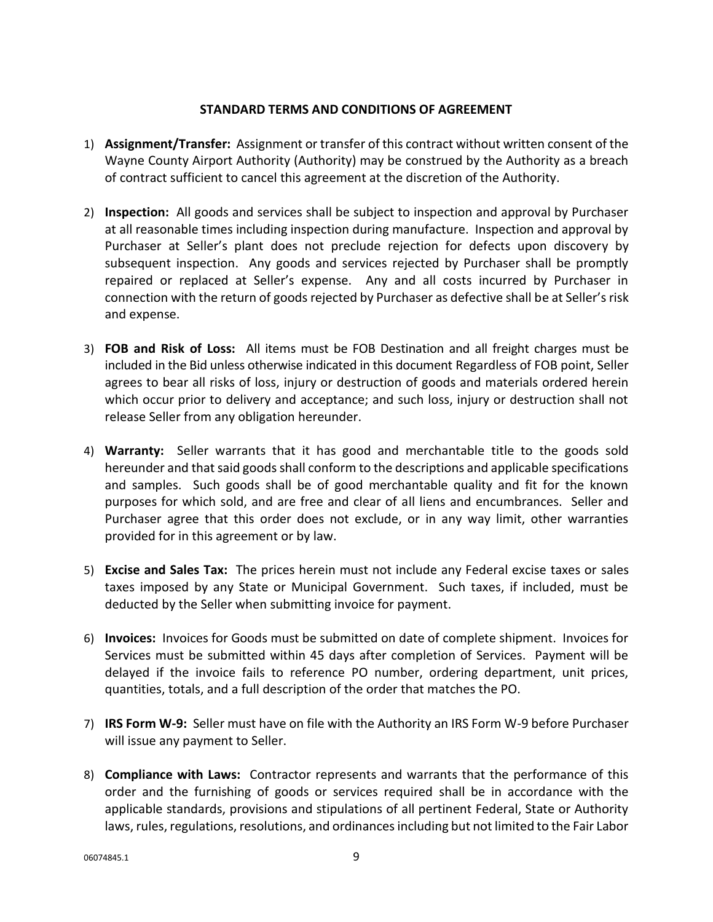**STANDARD TERMS AND CONDITIONS OF AGREEMENT**

1) **Assignment/Transfer:** Assignment or transfer of this contract without written consent of the Wayne County Airport Authority (Authority) may be construed by the Authority as a breach of contract sufficient to cancel this agreement at the discretion of the Authority.

2) **Inspection:** All goods and services shall be subject to inspection and approval by Purchaser at all reasonable times including inspection during manufacture. Inspection and approval by Purchaser at Seller's plant does not preclude rejection for defects upon discovery by subsequent inspection. Any goods and services rejected by Purchaser shall be promptly repaired or replaced at Seller's expense. Any and all costs incurred by Purchaser in connection with the return of goods rejected by Purchaser as defective shall be at Seller's risk and expense.

3) **FOB and Risk of Loss:** All items must be FOB Destination and all freight charges must be included in the Bid unless otherwise indicated in this document Regardless of FOB point, Seller agrees to bear all risks of loss, injury or destruction of goods and materials ordered herein which occur prior to delivery and acceptance; and such loss, injury or destruction shall not release Seller from any obligation hereunder.

4) **Warranty:** Seller warrants that it has good and merchantable title to the goods sold hereunder and that said goods shall conform to the descriptions and applicable specifications and samples. Such goods shall be of good merchantable quality and fit for the known purposes for which sold, and are free and clear of all liens and encumbrances. Seller and Purchaser agree that this order does not exclude, or in any way limit, other warranties provided for in this agreement or by law.

5) **Excise and Sales Tax:** The prices herein must not include any Federal excise taxes or sales taxes imposed by any State or Municipal Government. Such taxes, if included, must be deducted by the Seller when submitting invoice for payment.

6) **Invoices:** Invoices for Goods must be submitted on date of complete shipment. Invoices for Services must be submitted within 45 days after completion of Services. Payment will be delayed if the invoice fails to reference PO number, ordering department, unit prices, quantities, totals, and a full description of the order that matches the PO.

7) **IRS Form W-9:** Seller must have on file with the Authority an IRS Form W-9 before Purchaser will issue any payment to Seller.

8) **Compliance with Laws:** Contractor represents and warrants that the performance of this order and the furnishing of goods or services required shall be in accordance with the applicable standards, provisions and stipulations of all pertinent Federal, State or Authority laws, rules, regulations, resolutions, and ordinances including but not limited to the Fair Labor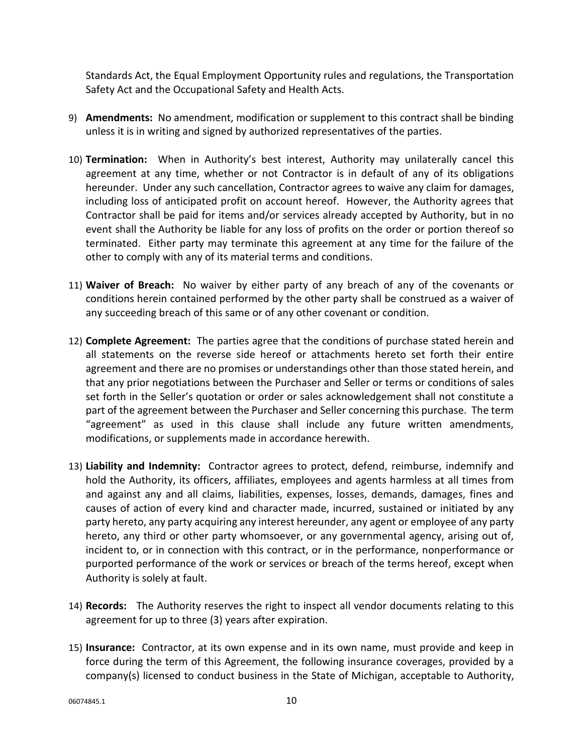Standards Act, the Equal Employment Opportunity rules and regulations, the Transportation Safety Act and the Occupational Safety and Health Acts.

9) **Amendments:** No amendment, modification or supplement to this contract shall be binding unless it is in writing and signed by authorized representatives of the parties.

10) **Termination:** When in Authority's best interest, Authority may unilaterally cancel this agreement at any time, whether or not Contractor is in default of any of its obligations hereunder. Under any such cancellation, Contractor agrees to waive any claim for damages, including loss of anticipated profit on account hereof. However, the Authority agrees that Contractor shall be paid for items and/or services already accepted by Authority, but in no event shall the Authority be liable for any loss of profits on the order or portion thereof so terminated. Either party may terminate this agreement at any time for the failure of the other to comply with any of its material terms and conditions.

11) **Waiver of Breach:** No waiver by either party of any breach of any of the covenants or conditions herein contained performed by the other party shall be construed as a waiver of any succeeding breach of this same or of any other covenant or condition.

12) **Complete Agreement:** The parties agree that the conditions of purchase stated herein and all statements on the reverse side hereof or attachments hereto set forth their entire agreement and there are no promises or understandings other than those stated herein, and that any prior negotiations between the Purchaser and Seller or terms or conditions of sales set forth in the Seller's quotation or order or sales acknowledgement shall not constitute a part of the agreement between the Purchaser and Seller concerning this purchase. The term "agreement" as used in this clause shall include any future written amendments, modifications, or supplements made in accordance herewith.

13) **Liability and Indemnity:** Contractor agrees to protect, defend, reimburse, indemnify and hold the Authority, its officers, affiliates, employees and agents harmless at all times from and against any and all claims, liabilities, expenses, losses, demands, damages, fines and causes of action of every kind and character made, incurred, sustained or initiated by any party hereto, any party acquiring any interest hereunder, any agent or employee of any party hereto, any third or other party whomsoever, or any governmental agency, arising out of, incident to, or in connection with this contract, or in the performance, nonperformance or purported performance of the work or services or breach of the terms hereof, except when Authority is solely at fault.

14) **Records:** The Authority reserves the right to inspect all vendor documents relating to this agreement for up to three (3) years after expiration.

15) **Insurance:** Contractor, at its own expense and in its own name, must provide and keep in force during the term of this Agreement, the following insurance coverages, provided by a company(s) licensed to conduct business in the State of Michigan, acceptable to Authority,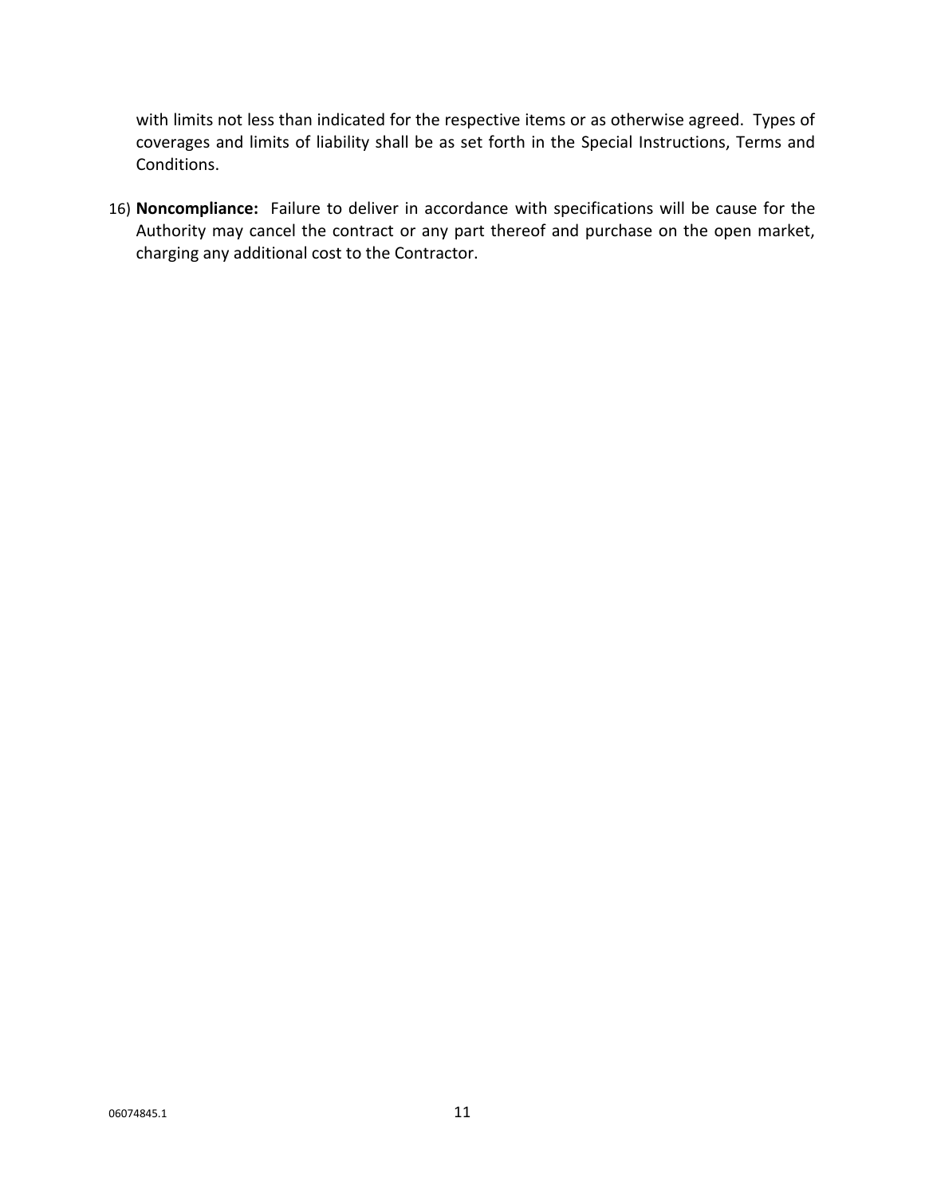with limits not less than indicated for the respective items or as otherwise agreed.  Types of coverages and limits of liability shall be as set forth in the Special Instructions, Terms and Conditions.

16) **Noncompliance:**  Failure to deliver in accordance with specifications will be cause for the Authority may cancel the contract or any part thereof and purchase on the open market, charging any additional cost to the Contractor.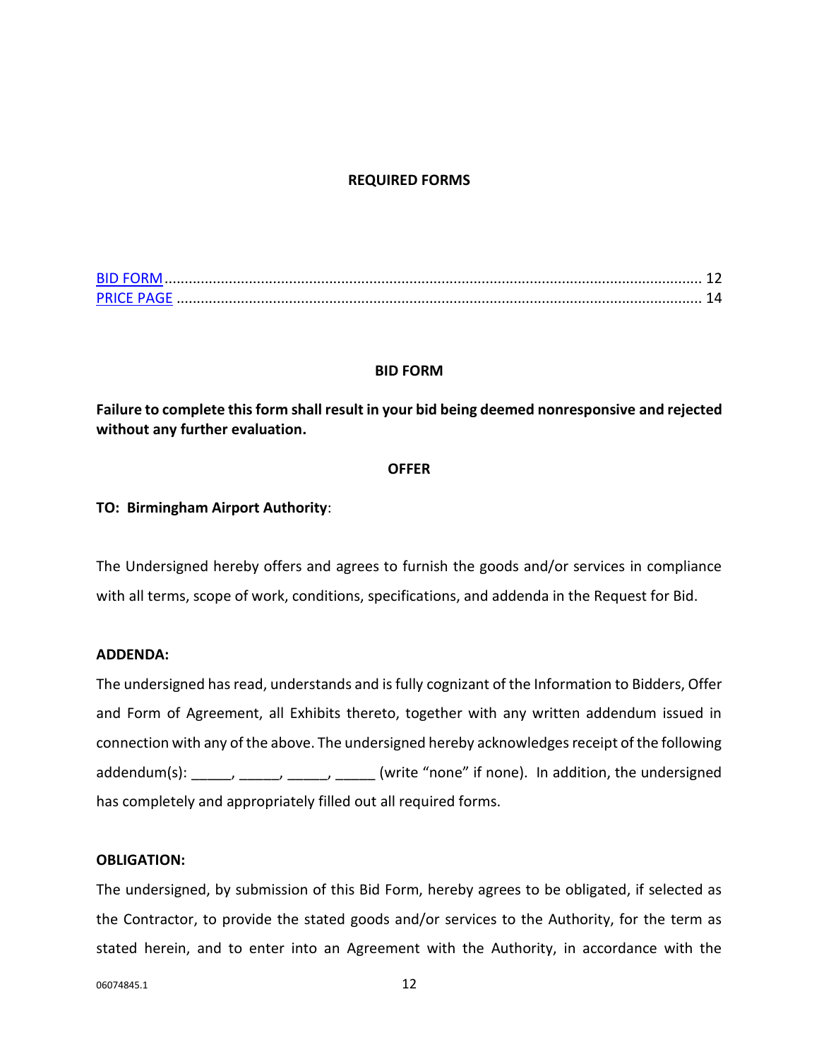**REQUIRED FORMS**

[BID FORM](#bid-form) ..................................................................................................................................... 12
[PRICE PAGE](#price-page) .................................................................................................................................. 14

## BID FORM

**Failure to complete this form shall result in your bid being deemed nonresponsive and rejected without any further evaluation.**

### OFFER

**TO: Birmingham Airport Authority**:

The Undersigned hereby offers and agrees to furnish the goods and/or services in compliance with all terms, scope of work, conditions, specifications, and addenda in the Request for Bid.

**ADDENDA:**

The undersigned has read, understands and is fully cognizant of the Information to Bidders, Offer and Form of Agreement, all Exhibits thereto, together with any written addendum issued in connection with any of the above. The undersigned hereby acknowledges receipt of the following addendum(s): _____, _____, _____, _____ (write "none" if none). In addition, the undersigned has completely and appropriately filled out all required forms.

**OBLIGATION:**

The undersigned, by submission of this Bid Form, hereby agrees to be obligated, if selected as the Contractor, to provide the stated goods and/or services to the Authority, for the term as stated herein, and to enter into an Agreement with the Authority, in accordance with the

06074845.1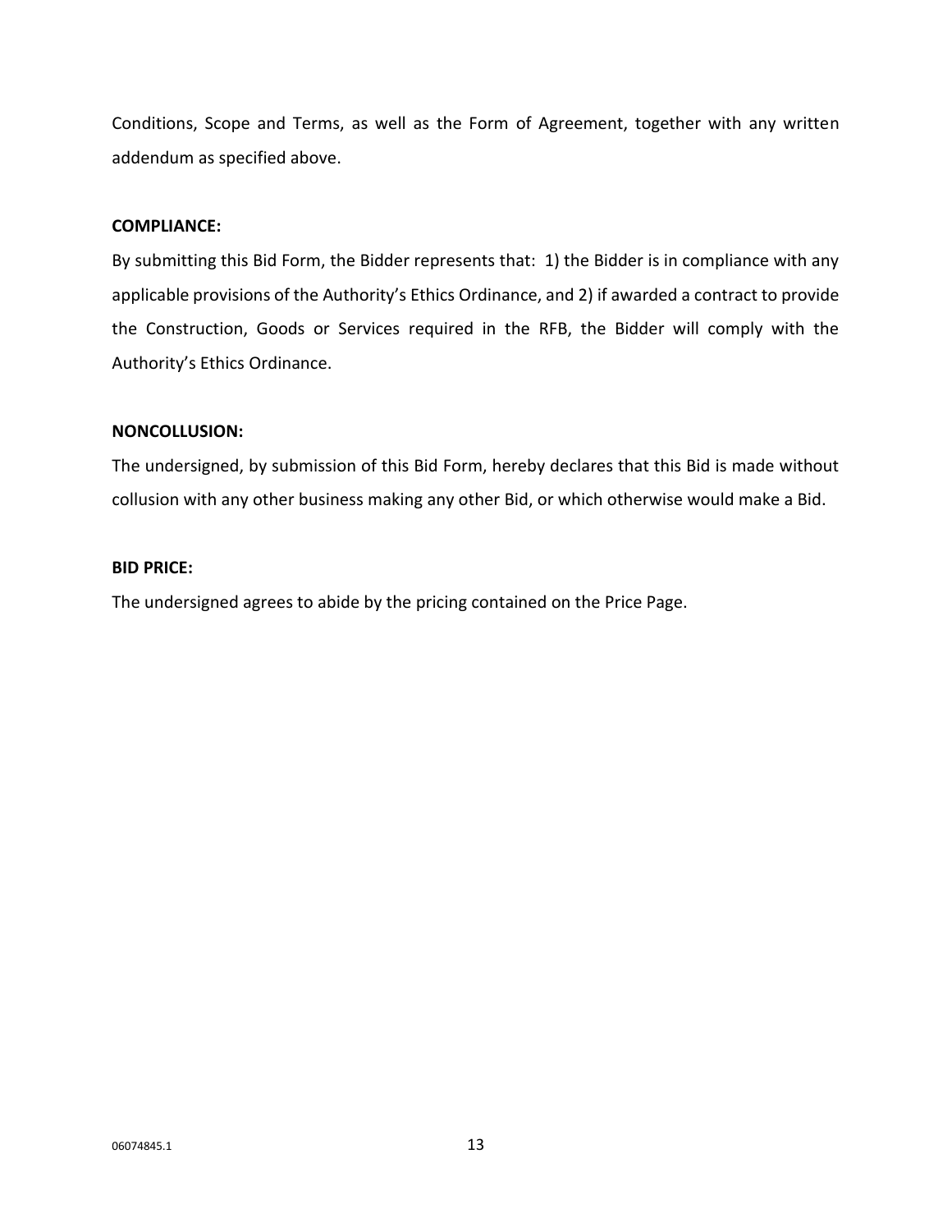Conditions, Scope and Terms, as well as the Form of Agreement, together with any written addendum as specified above.

**COMPLIANCE:**

By submitting this Bid Form, the Bidder represents that: 1) the Bidder is in compliance with any applicable provisions of the Authority's Ethics Ordinance, and 2) if awarded a contract to provide the Construction, Goods or Services required in the RFB, the Bidder will comply with the Authority's Ethics Ordinance.

**NONCOLLUSION:**

The undersigned, by submission of this Bid Form, hereby declares that this Bid is made without collusion with any other business making any other Bid, or which otherwise would make a Bid.

**BID PRICE:**

The undersigned agrees to abide by the pricing contained on the Price Page.

06074845.1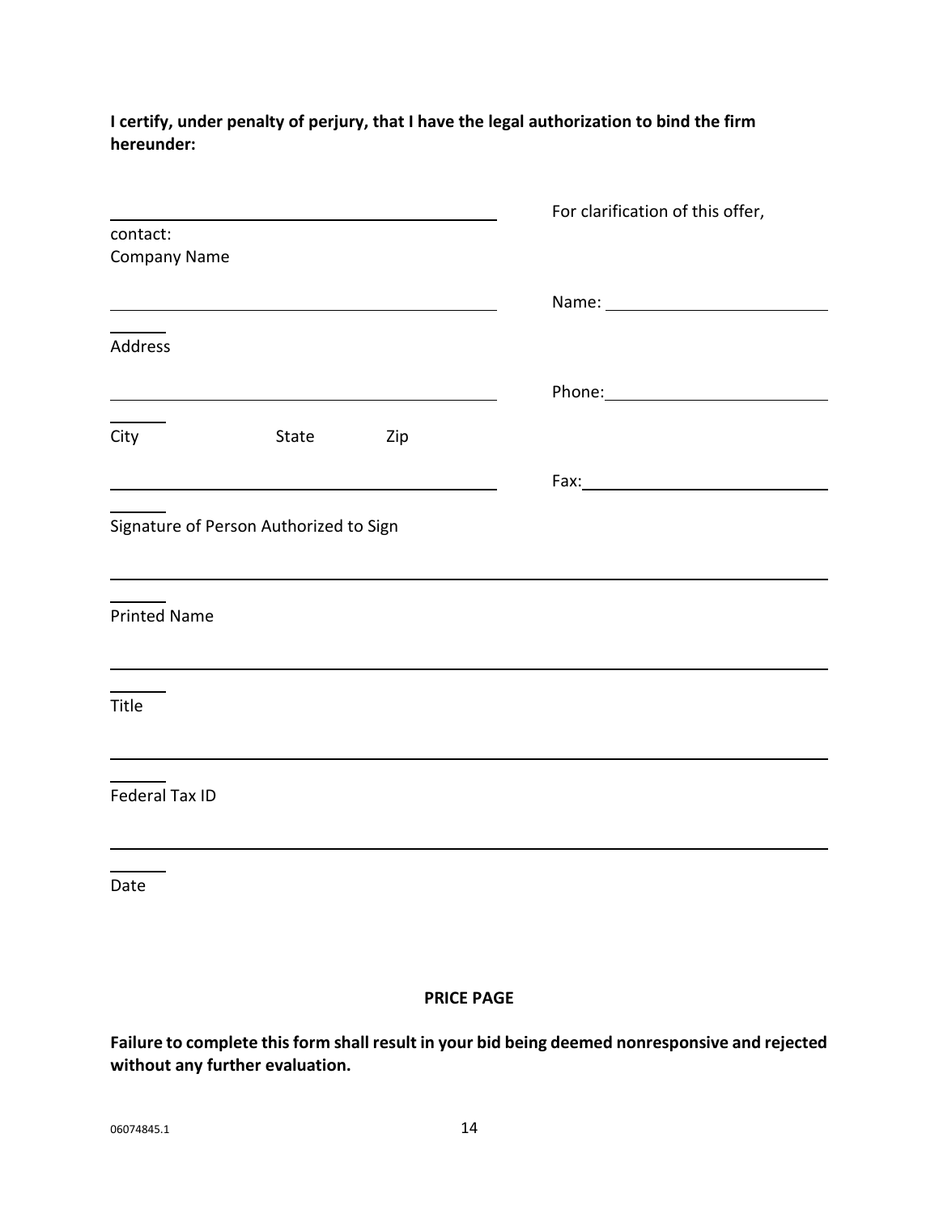**I certify, under penalty of perjury, that I have the legal authorization to bind the firm hereunder:**

\_\_\_\_\_\_\_\_\_\_\_\_\_\_\_\_\_\_\_\_\_\_\_\_\_\_\_\_\_\_\_\_\_\_\_\_\_\_\_\_ For clarification of this offer, contact:
Company Name

\_\_\_\_\_\_\_\_\_\_\_\_\_\_\_\_\_\_\_\_\_\_\_\_\_\_\_\_\_\_\_\_\_\_\_\_\_\_\_\_ Name: \_\_\_\_\_\_\_\_\_\_\_\_\_\_\_\_\_\_\_\_\_\_
Address

\_\_\_\_\_\_\_\_\_\_\_\_\_\_\_\_\_\_\_\_\_\_\_\_\_\_\_\_\_\_\_\_\_\_\_\_\_\_\_\_ Phone: \_\_\_\_\_\_\_\_\_\_\_\_\_\_\_\_\_\_\_\_\_\_
City State Zip

\_\_\_\_\_\_\_\_\_\_\_\_\_\_\_\_\_\_\_\_\_\_\_\_\_\_\_\_\_\_\_\_\_\_\_\_\_\_\_\_ Fax: \_\_\_\_\_\_\_\_\_\_\_\_\_\_\_\_\_\_\_\_\_\_
Signature of Person Authorized to Sign

\_\_\_\_\_\_\_\_\_\_\_\_\_\_\_\_\_\_\_\_\_\_\_\_\_\_\_\_\_\_\_\_\_\_\_\_\_\_\_\_\_\_\_\_\_\_\_\_\_\_\_\_\_\_\_\_\_\_\_\_\_\_\_\_\_\_\_\_\_\_\_\_\_\_\_\_\_\_
Printed Name

\_\_\_\_\_\_\_\_\_\_\_\_\_\_\_\_\_\_\_\_\_\_\_\_\_\_\_\_\_\_\_\_\_\_\_\_\_\_\_\_\_\_\_\_\_\_\_\_\_\_\_\_\_\_\_\_\_\_\_\_\_\_\_\_\_\_\_\_\_\_\_\_\_\_\_\_\_\_
Title

\_\_\_\_\_\_\_\_\_\_\_\_\_\_\_\_\_\_\_\_\_\_\_\_\_\_\_\_\_\_\_\_\_\_\_\_\_\_\_\_\_\_\_\_\_\_\_\_\_\_\_\_\_\_\_\_\_\_\_\_\_\_\_\_\_\_\_\_\_\_\_\_\_\_\_\_\_\_
Federal Tax ID

\_\_\_\_\_\_\_\_\_\_\_\_\_\_\_\_\_\_\_\_\_\_\_\_\_\_\_\_\_\_\_\_\_\_\_\_\_\_\_\_\_\_\_\_\_\_\_\_\_\_\_\_\_\_\_\_\_\_\_\_\_\_\_\_\_\_\_\_\_\_\_\_\_\_\_\_\_\_
Date

**PRICE PAGE**

**Failure to complete this form shall result in your bid being deemed nonresponsive and rejected without any further evaluation.**

06074845.1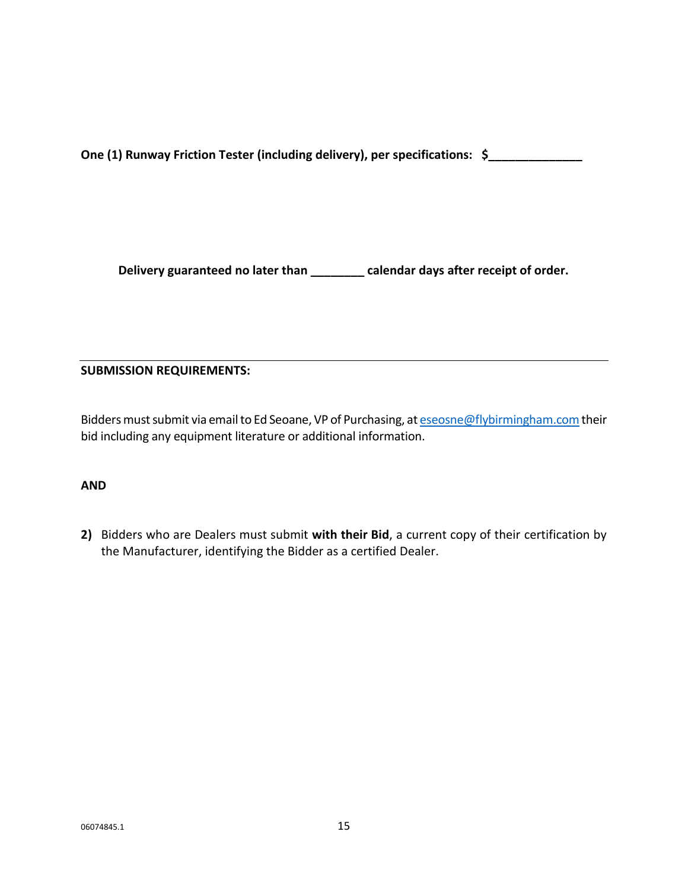**One (1) Runway Friction Tester (including delivery), per specifications: $______________**

**Delivery guaranteed no later than ________ calendar days after receipt of order.**

---

**SUBMISSION REQUIREMENTS:**

Bidders must submit via email to Ed Seoane, VP of Purchasing, at eseosne@flybirmingham.com their bid including any equipment literature or additional information.

**AND**

**2)** Bidders who are Dealers must submit **with their Bid**, a current copy of their certification by the Manufacturer, identifying the Bidder as a certified Dealer.

06074845.1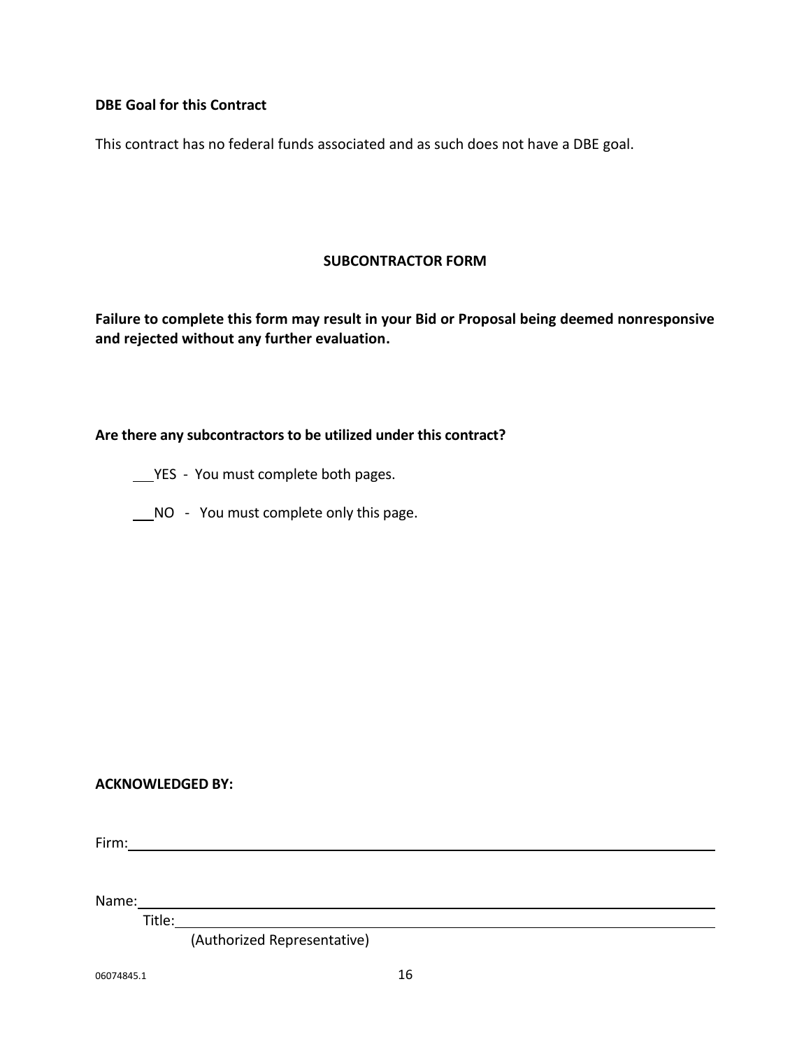**DBE Goal for this Contract**

This contract has no federal funds associated and as such does not have a DBE goal.

## SUBCONTRACTOR FORM

**Failure to complete this form may result in your Bid or Proposal being deemed nonresponsive and rejected without any further evaluation.**

**Are there any subcontractors to be utilized under this contract?**

___ YES - You must complete both pages.

___ NO - You must complete only this page.

**ACKNOWLEDGED BY:**

Firm: ____________________________________________

Name: ____________________________________________

Title: ____________________________________________

(Authorized Representative)

06074845.1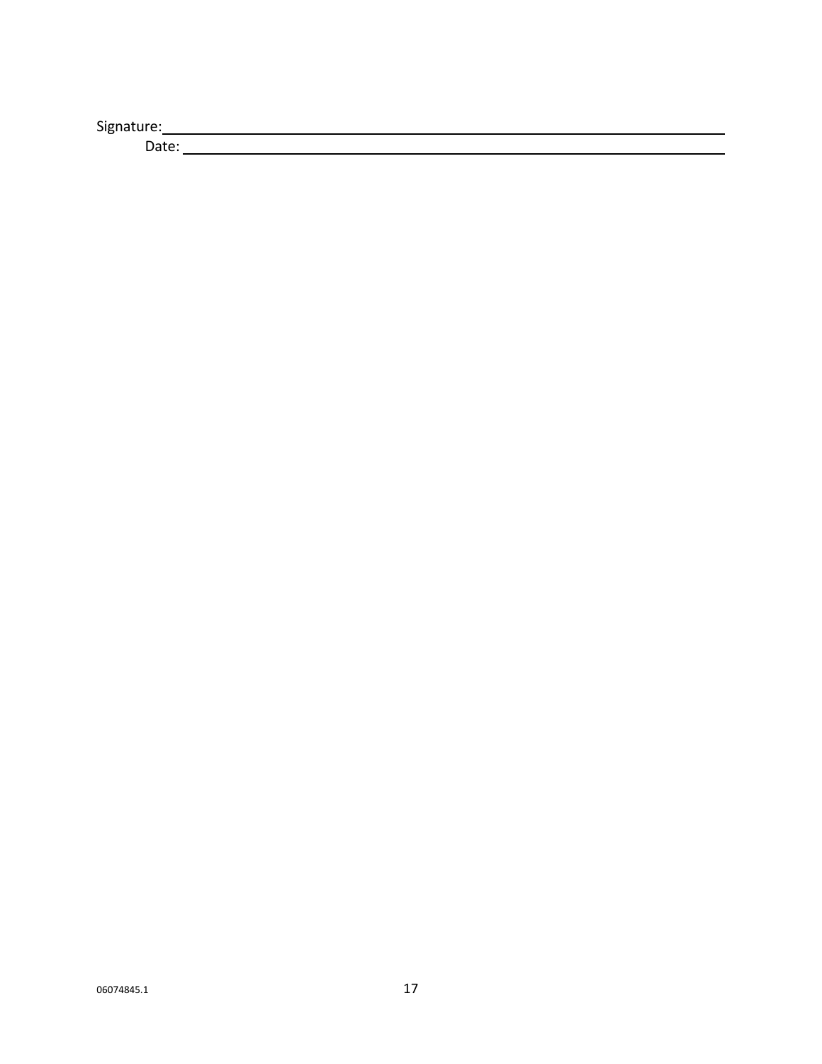Signature: ______________________________________________

Date: ______________________________________________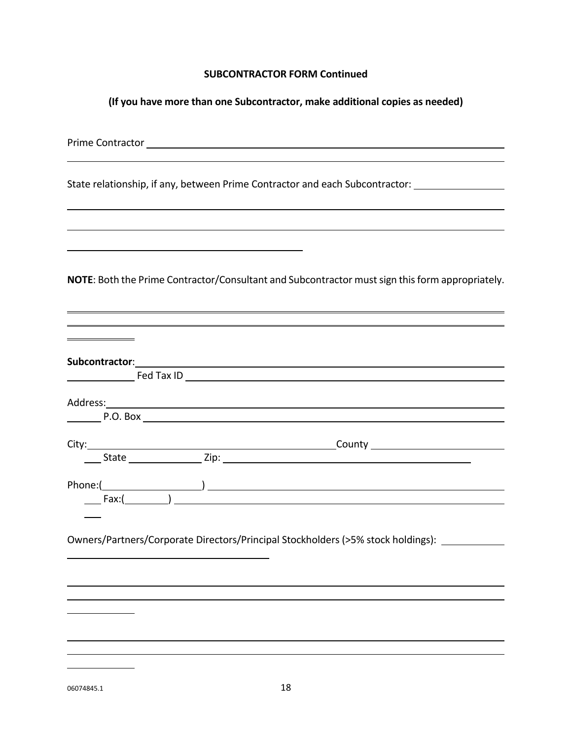**SUBCONTRACTOR FORM Continued**

**(If you have more than one Subcontractor, make additional copies as needed)**

Prime Contractor ______________________________________________________________

State relationship, if any, between Prime Contractor and each Subcontractor: ______________

_____________________________________________________________________________

_____________________________________________________________________________

__________________________________________

**NOTE**: Both the Prime Contractor/Consultant and Subcontractor must sign this form appropriately.

**Subcontractor**: ______________________________________________________________

Fed Tax ID ____________________________________________________

Address: ______________________________________________________________

P.O. Box ______________________________________________________________

City: ______________________________ County ______________________

State ______________ Zip: ______________________________

Phone:( ______________ ) ______________________________________________

Fax:( ________ ) ______________________________________________________

Owners/Partners/Corporate Directors/Principal Stockholders (>5% stock holdings): ___________

_____________________________________________________________________________

_____________________________________________________________________________

_____________________________________________________________________________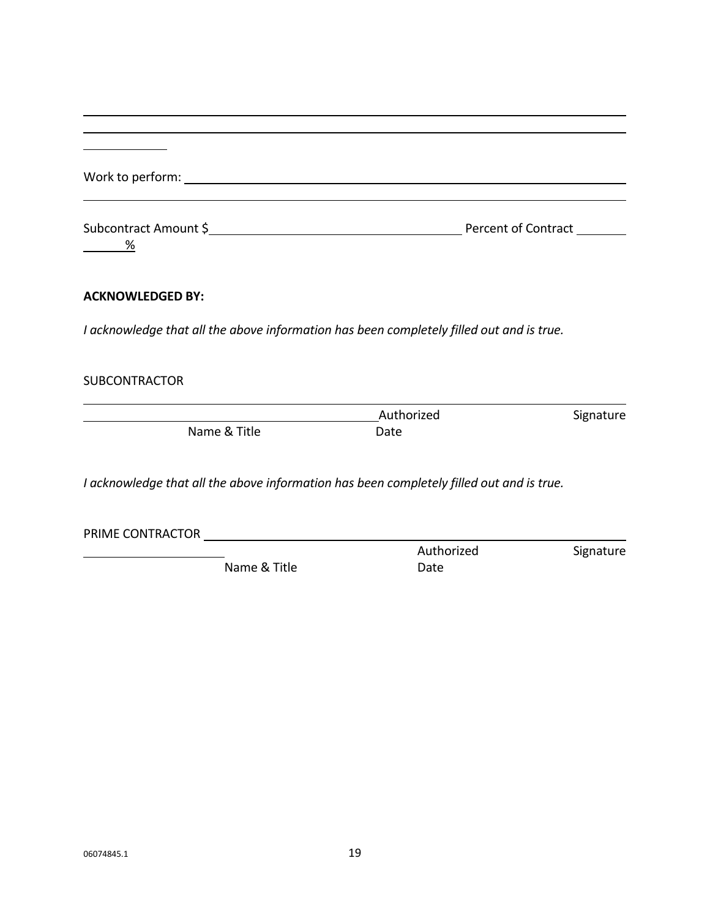Work to perform: \_\_\_\_\_\_\_\_\_\_\_\_\_\_\_\_\_\_\_\_\_\_\_\_\_\_\_\_\_\_\_\_\_\_\_\_\_\_\_\_\_\_\_\_\_\_\_\_\_\_\_\_\_\_\_\_\_\_\_\_

Subcontract Amount $\_\_\_\_\_\_\_\_\_\_\_\_\_\_\_\_\_\_\_\_\_\_\_\_\_\_\_\_\_\_\_\_ Percent of Contract \_\_\_\_\_\_\_ %

**ACKNOWLEDGED BY:**

*I acknowledge that all the above information has been completely filled out and is true.*

SUBCONTRACTOR

\_\_\_\_\_\_\_\_\_\_\_\_\_\_\_\_\_\_\_\_\_\_\_\_\_\_\_\_\_\_\_\_\_\_\_\_ Authorized Signature

Name & Title Date

*I acknowledge that all the above information has been completely filled out and is true.*

PRIME CONTRACTOR \_\_\_\_\_\_\_\_\_\_\_\_\_\_\_\_\_\_\_\_\_\_\_\_\_\_\_\_\_\_\_\_\_\_\_\_ Authorized Signature

Name & Title Date

06074845.1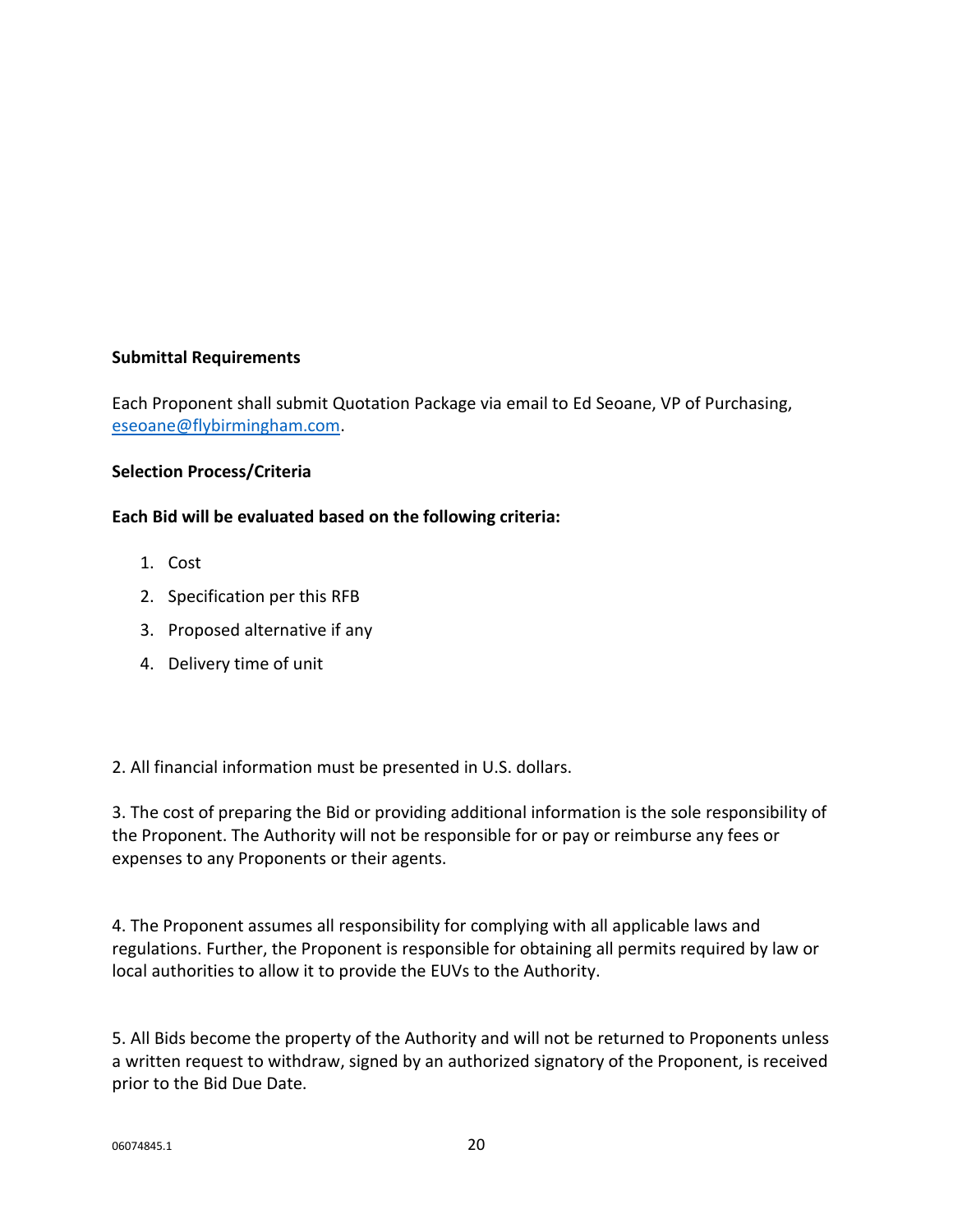**Submittal Requirements**

Each Proponent shall submit Quotation Package via email to Ed Seoane, VP of Purchasing, [eseoane@flybirmingham.com](mailto:eseoane@flybirmingham.com).

**Selection Process/Criteria**

**Each Bid will be evaluated based on the following criteria:**

1. Cost
2. Specification per this RFB
3. Proposed alternative if any
4. Delivery time of unit

2. All financial information must be presented in U.S. dollars.

3. The cost of preparing the Bid or providing additional information is the sole responsibility of the Proponent. The Authority will not be responsible for or pay or reimburse any fees or expenses to any Proponents or their agents.

4. The Proponent assumes all responsibility for complying with all applicable laws and regulations. Further, the Proponent is responsible for obtaining all permits required by law or local authorities to allow it to provide the EUVs to the Authority.

5. All Bids become the property of the Authority and will not be returned to Proponents unless a written request to withdraw, signed by an authorized signatory of the Proponent, is received prior to the Bid Due Date.

06074845.1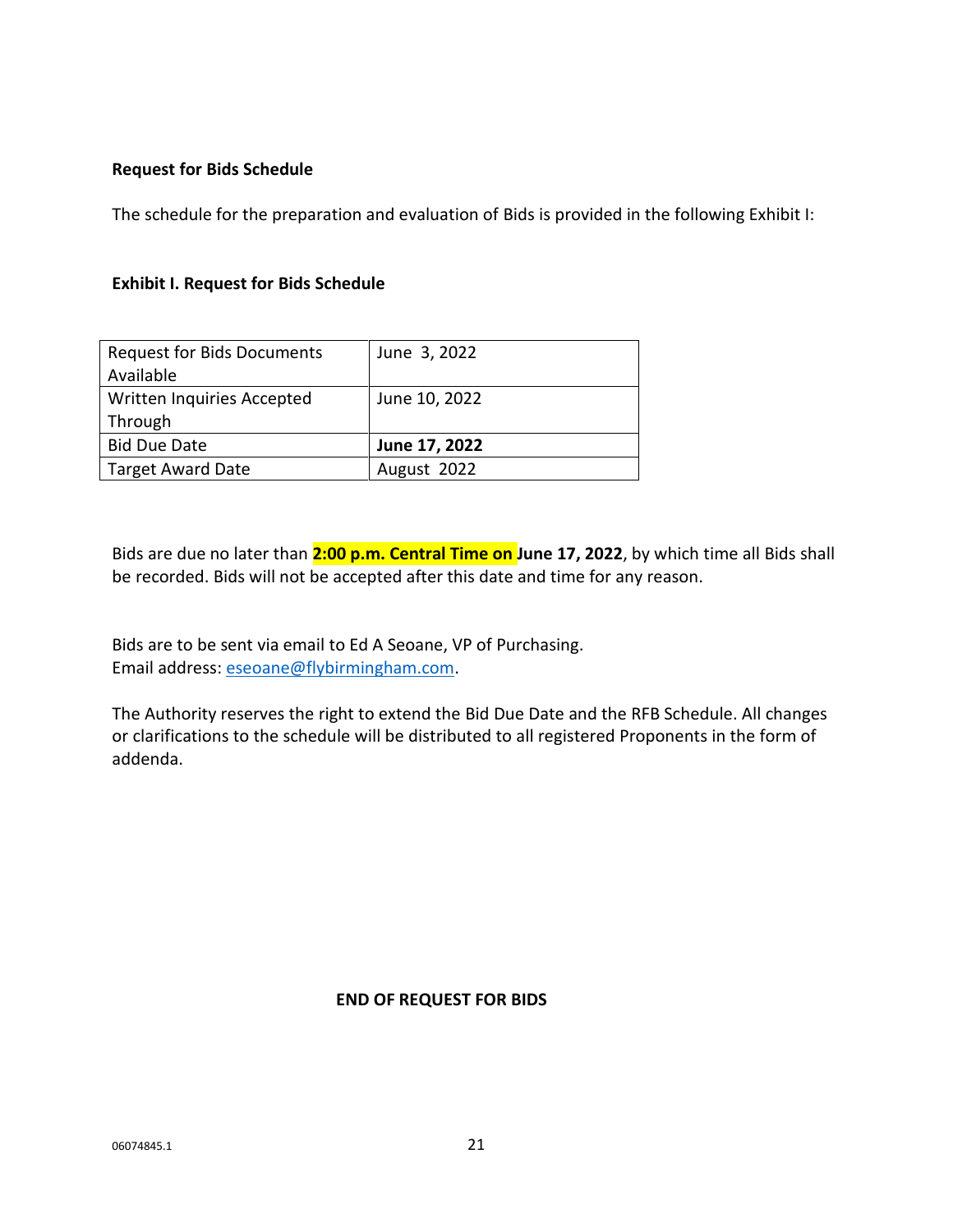**Request for Bids Schedule**

The schedule for the preparation and evaluation of Bids is provided in the following Exhibit I:

**Exhibit I. Request for Bids Schedule**

| | |
|---|---|
| Request for Bids Documents Available | June 3, 2022 |
| Written Inquiries Accepted Through | June 10, 2022 |
| Bid Due Date | **June 17, 2022** |
| Target Award Date | August 2022 |

Bids are due no later than **2:00 p.m. Central Time on June 17, 2022**, by which time all Bids shall be recorded. Bids will not be accepted after this date and time for any reason.

Bids are to be sent via email to Ed A Seoane, VP of Purchasing.
Email address: eseoane@flybirmingham.com.

The Authority reserves the right to extend the Bid Due Date and the RFB Schedule. All changes or clarifications to the schedule will be distributed to all registered Proponents in the form of addenda.

**END OF REQUEST FOR BIDS**

06074845.1